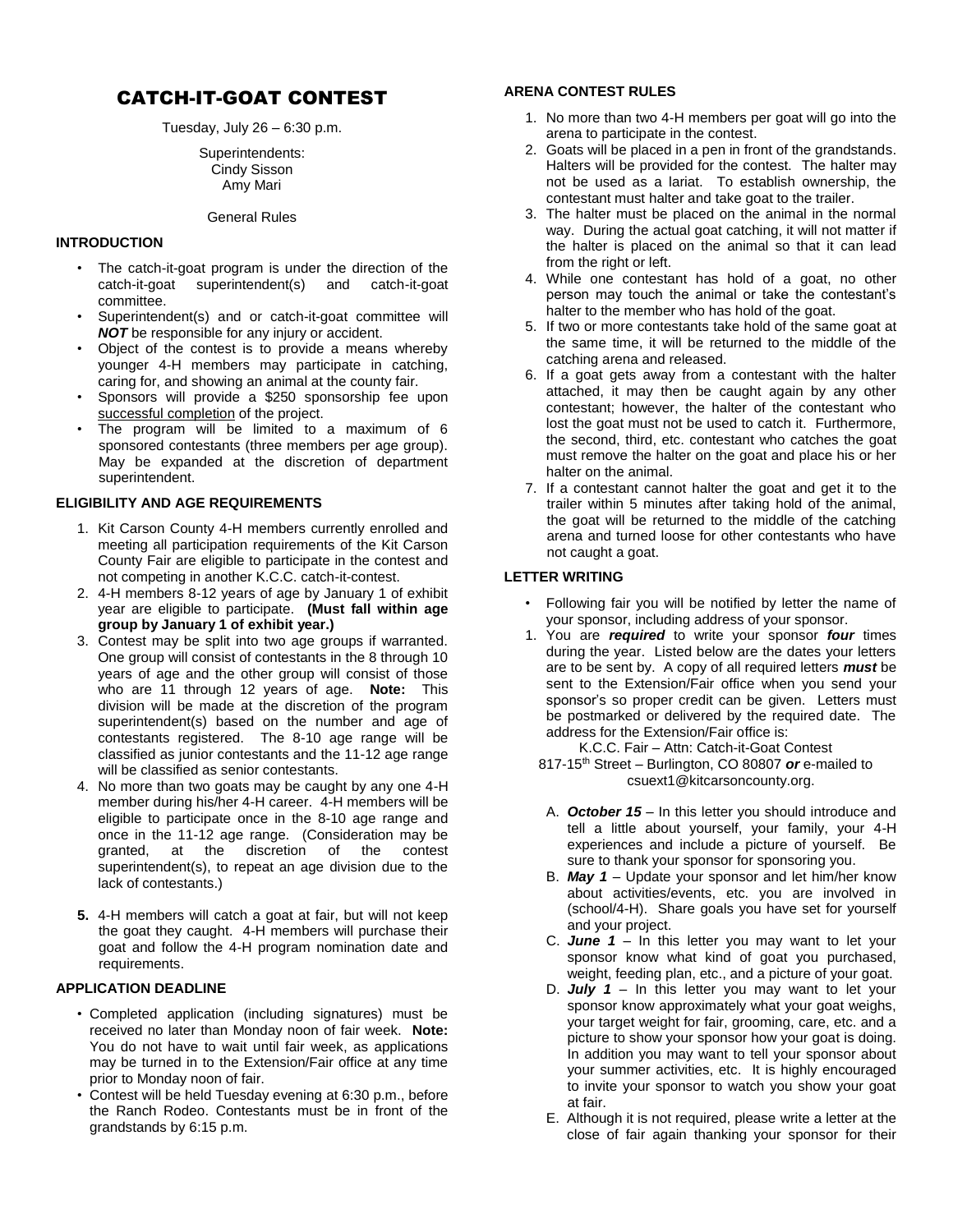# CATCH-IT-GOAT CONTEST

Tuesday, July 26 – 6:30 p.m.

Superintendents:
Cindy Sisson
Amy Mari

General Rules

### INTRODUCTION

- The catch-it-goat program is under the direction of the catch-it-goat superintendent(s) and catch-it-goat committee.
- Superintendent(s) and or catch-it-goat committee will ***NOT*** be responsible for any injury or accident.
- Object of the contest is to provide a means whereby younger 4-H members may participate in catching, caring for, and showing an animal at the county fair.
- Sponsors will provide a $250 sponsorship fee upon <u>successful completion</u> of the project.
- The program will be limited to a maximum of 6 sponsored contestants (three members per age group). May be expanded at the discretion of department superintendent.

### ELIGIBILITY AND AGE REQUIREMENTS

1. Kit Carson County 4-H members currently enrolled and meeting all participation requirements of the Kit Carson County Fair are eligible to participate in the contest and not competing in another K.C.C. catch-it-contest.
2. 4-H members 8-12 years of age by January 1 of exhibit year are eligible to participate. **(Must fall within age group by January 1 of exhibit year.)**
3. Contest may be split into two age groups if warranted. One group will consist of contestants in the 8 through 10 years of age and the other group will consist of those who are 11 through 12 years of age. **Note:** This division will be made at the discretion of the program superintendent(s) based on the number and age of contestants registered. The 8-10 age range will be classified as junior contestants and the 11-12 age range will be classified as senior contestants.
4. No more than two goats may be caught by any one 4-H member during his/her 4-H career. 4-H members will be eligible to participate once in the 8-10 age range and once in the 11-12 age range. (Consideration may be granted, at the discretion of the contest superintendent(s), to repeat an age division due to the lack of contestants.)
5. 4-H members will catch a goat at fair, but will not keep the goat they caught. 4-H members will purchase their goat and follow the 4-H program nomination date and requirements.

### APPLICATION DEADLINE

- Completed application (including signatures) must be received no later than Monday noon of fair week. **Note:** You do not have to wait until fair week, as applications may be turned in to the Extension/Fair office at any time prior to Monday noon of fair.
- Contest will be held Tuesday evening at 6:30 p.m., before the Ranch Rodeo. Contestants must be in front of the grandstands by 6:15 p.m.

### ARENA CONTEST RULES

1. No more than two 4-H members per goat will go into the arena to participate in the contest.
2. Goats will be placed in a pen in front of the grandstands. Halters will be provided for the contest. The halter may not be used as a lariat. To establish ownership, the contestant must halter and take goat to the trailer.
3. The halter must be placed on the animal in the normal way. During the actual goat catching, it will not matter if the halter is placed on the animal so that it can lead from the right or left.
4. While one contestant has hold of a goat, no other person may touch the animal or take the contestant's halter to the member who has hold of the goat.
5. If two or more contestants take hold of the same goat at the same time, it will be returned to the middle of the catching arena and released.
6. If a goat gets away from a contestant with the halter attached, it may then be caught again by any other contestant; however, the halter of the contestant who lost the goat must not be used to catch it. Furthermore, the second, third, etc. contestant who catches the goat must remove the halter on the goat and place his or her halter on the animal.
7. If a contestant cannot halter the goat and get it to the trailer within 5 minutes after taking hold of the animal, the goat will be returned to the middle of the catching arena and turned loose for other contestants who have not caught a goat.

### LETTER WRITING

- Following fair you will be notified by letter the name of your sponsor, including address of your sponsor.

1. You are ***required*** to write your sponsor ***four*** times during the year. Listed below are the dates your letters are to be sent by. A copy of all required letters ***must*** be sent to the Extension/Fair office when you send your sponsor's so proper credit can be given. Letters must be postmarked or delivered by the required date. The address for the Extension/Fair office is:

   K.C.C. Fair – Attn: Catch-it-Goat Contest
   817-15th Street – Burlington, CO 80807 ***or*** e-mailed to csuext1@kitcarsoncounty.org.

   A. ***October 15*** – In this letter you should introduce and tell a little about yourself, your family, your 4-H experiences and include a picture of yourself. Be sure to thank your sponsor for sponsoring you.
   B. ***May 1*** – Update your sponsor and let him/her know about activities/events, etc. you are involved in (school/4-H). Share goals you have set for yourself and your project.
   C. ***June 1*** – In this letter you may want to let your sponsor know what kind of goat you purchased, weight, feeding plan, etc., and a picture of your goat.
   D. ***July 1*** – In this letter you may want to let your sponsor know approximately what your goat weighs, your target weight for fair, grooming, care, etc. and a picture to show your sponsor how your goat is doing. In addition you may want to tell your sponsor about your summer activities, etc. It is highly encouraged to invite your sponsor to watch you show your goat at fair.
   E. Although it is not required, please write a letter at the close of fair again thanking your sponsor for their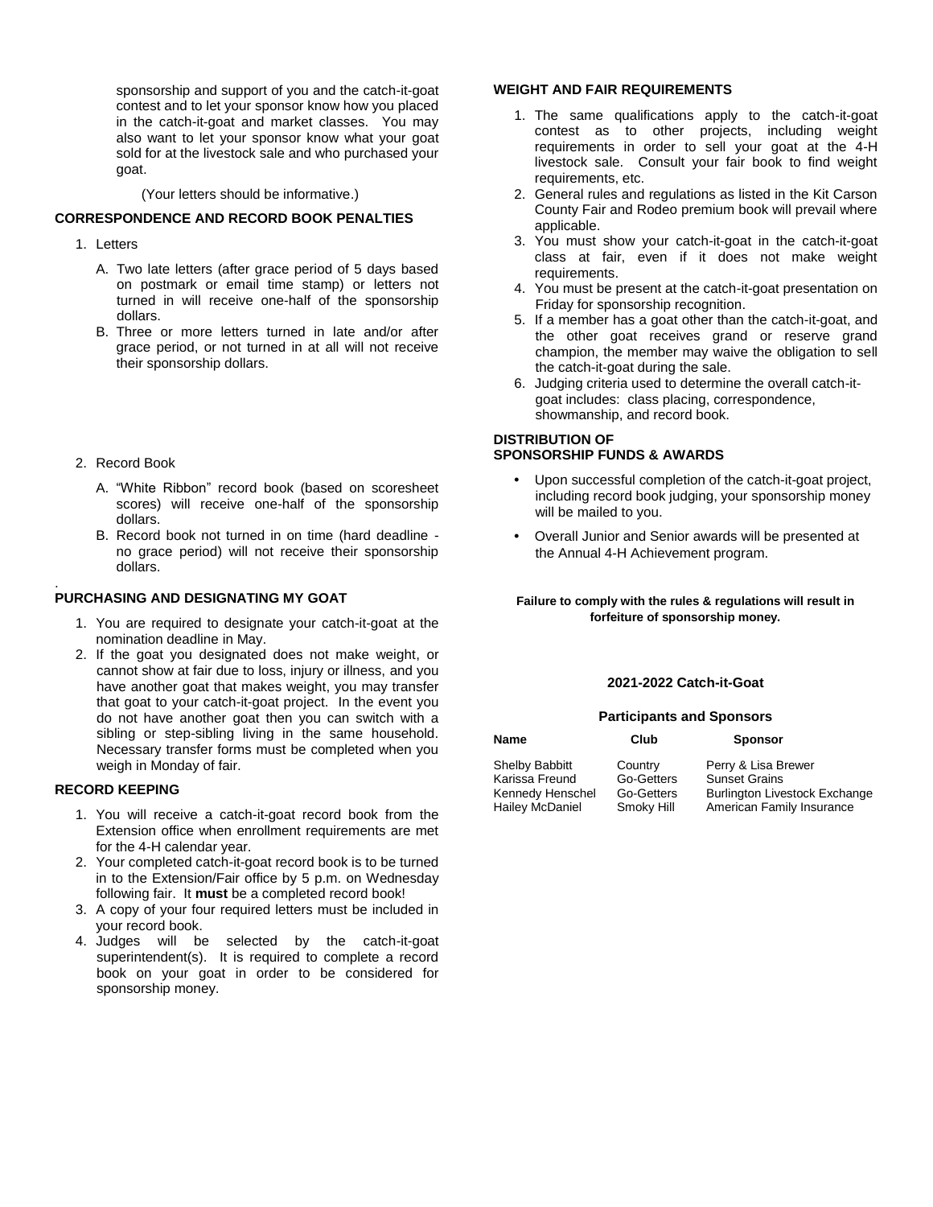sponsorship and support of you and the catch-it-goat contest and to let your sponsor know how you placed in the catch-it-goat and market classes. You may also want to let your sponsor know what your goat sold for at the livestock sale and who purchased your goat.

(Your letters should be informative.)

### CORRESPONDENCE AND RECORD BOOK PENALTIES

1. Letters

   A. Two late letters (after grace period of 5 days based on postmark or email time stamp) or letters not turned in will receive one-half of the sponsorship dollars.

   B. Three or more letters turned in late and/or after grace period, or not turned in at all will not receive their sponsorship dollars.

2. Record Book

   A. "White Ribbon" record book (based on scoresheet scores) will receive one-half of the sponsorship dollars.

   B. Record book not turned in on time (hard deadline - no grace period) will not receive their sponsorship dollars.

### PURCHASING AND DESIGNATING MY GOAT

1. You are required to designate your catch-it-goat at the nomination deadline in May.
2. If the goat you designated does not make weight, or cannot show at fair due to loss, injury or illness, and you have another goat that makes weight, you may transfer that goat to your catch-it-goat project. In the event you do not have another goat then you can switch with a sibling or step-sibling living in the same household. Necessary transfer forms must be completed when you weigh in Monday of fair.

### RECORD KEEPING

1. You will receive a catch-it-goat record book from the Extension office when enrollment requirements are met for the 4-H calendar year.
2. Your completed catch-it-goat record book is to be turned in to the Extension/Fair office by 5 p.m. on Wednesday following fair. It **must** be a completed record book!
3. A copy of your four required letters must be included in your record book.
4. Judges will be selected by the catch-it-goat superintendent(s). It is required to complete a record book on your goat in order to be considered for sponsorship money.

### WEIGHT AND FAIR REQUIREMENTS

1. The same qualifications apply to the catch-it-goat contest as to other projects, including weight requirements in order to sell your goat at the 4-H livestock sale. Consult your fair book to find weight requirements, etc.
2. General rules and regulations as listed in the Kit Carson County Fair and Rodeo premium book will prevail where applicable.
3. You must show your catch-it-goat in the catch-it-goat class at fair, even if it does not make weight requirements.
4. You must be present at the catch-it-goat presentation on Friday for sponsorship recognition.
5. If a member has a goat other than the catch-it-goat, and the other goat receives grand or reserve grand champion, the member may waive the obligation to sell the catch-it-goat during the sale.
6. Judging criteria used to determine the overall catch-it-goat includes: class placing, correspondence, showmanship, and record book.

### DISTRIBUTION OF SPONSORSHIP FUNDS & AWARDS

- Upon successful completion of the catch-it-goat project, including record book judging, your sponsorship money will be mailed to you.
- Overall Junior and Senior awards will be presented at the Annual 4-H Achievement program.

**Failure to comply with the rules & regulations will result in forfeiture of sponsorship money.**

### 2021-2022 Catch-it-Goat

#### Participants and Sponsors

| Name | Club | Sponsor |
|---|---|---|
| Shelby Babbitt | Country | Perry & Lisa Brewer |
| Karissa Freund | Go-Getters | Sunset Grains |
| Kennedy Henschel | Go-Getters | Burlington Livestock Exchange |
| Hailey McDaniel | Smoky Hill | American Family Insurance |